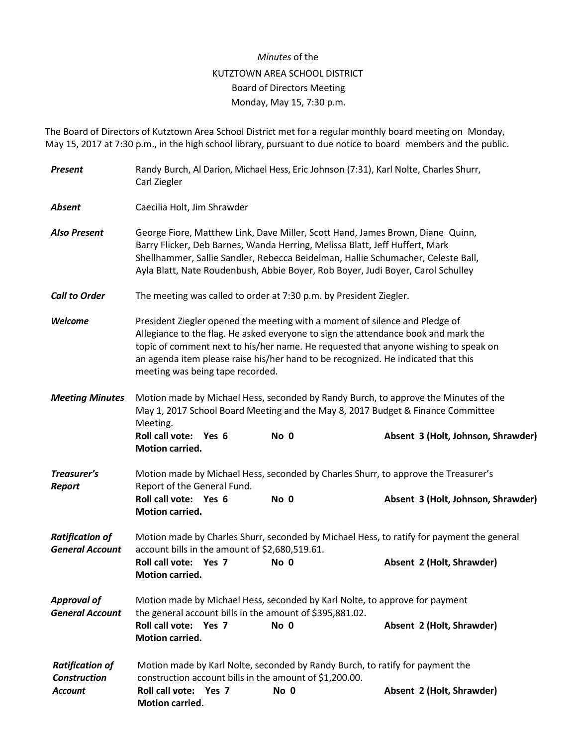*Minutes* of the
KUTZTOWN AREA SCHOOL DISTRICT
Board of Directors Meeting
Monday, May 15, 7:30 p.m.

The Board of Directors of Kutztown Area School District met for a regular monthly board meeting on Monday, May 15, 2017 at 7:30 p.m., in the high school library, pursuant to due notice to board members and the public.

***Present*** Randy Burch, Al Darion, Michael Hess, Eric Johnson (7:31), Karl Nolte, Charles Shurr, Carl Ziegler

***Absent*** Caecilia Holt, Jim Shrawder

***Also Present*** George Fiore, Matthew Link, Dave Miller, Scott Hand, James Brown, Diane Quinn, Barry Flicker, Deb Barnes, Wanda Herring, Melissa Blatt, Jeff Huffert, Mark Shellhammer, Sallie Sandler, Rebecca Beidelman, Hallie Schumacher, Celeste Ball, Ayla Blatt, Nate Roudenbush, Abbie Boyer, Rob Boyer, Judi Boyer, Carol Schulley

***Call to Order*** The meeting was called to order at 7:30 p.m. by President Ziegler.

***Welcome*** President Ziegler opened the meeting with a moment of silence and Pledge of Allegiance to the flag. He asked everyone to sign the attendance book and mark the topic of comment next to his/her name. He requested that anyone wishing to speak on an agenda item please raise his/her hand to be recognized. He indicated that this meeting was being tape recorded.

***Meeting Minutes*** Motion made by Michael Hess, seconded by Randy Burch, to approve the Minutes of the May 1, 2017 School Board Meeting and the May 8, 2017 Budget & Finance Committee Meeting.
**Roll call vote: Yes 6 No 0 Absent 3 (Holt, Johnson, Shrawder)**
**Motion carried.**

***Treasurer's Report*** Motion made by Michael Hess, seconded by Charles Shurr, to approve the Treasurer's Report of the General Fund.
**Roll call vote: Yes 6 No 0 Absent 3 (Holt, Johnson, Shrawder)**
**Motion carried.**

***Ratification of General Account*** Motion made by Charles Shurr, seconded by Michael Hess, to ratify for payment the general account bills in the amount of $2,680,519.61.
**Roll call vote: Yes 7 No 0 Absent 2 (Holt, Shrawder)**
**Motion carried.**

***Approval of General Account*** Motion made by Michael Hess, seconded by Karl Nolte, to approve for payment the general account bills in the amount of $395,881.02.
**Roll call vote: Yes 7 No 0 Absent 2 (Holt, Shrawder)**
**Motion carried.**

***Ratification of Construction Account*** Motion made by Karl Nolte, seconded by Randy Burch, to ratify for payment the construction account bills in the amount of $1,200.00.
**Roll call vote: Yes 7 No 0 Absent 2 (Holt, Shrawder)**
**Motion carried.**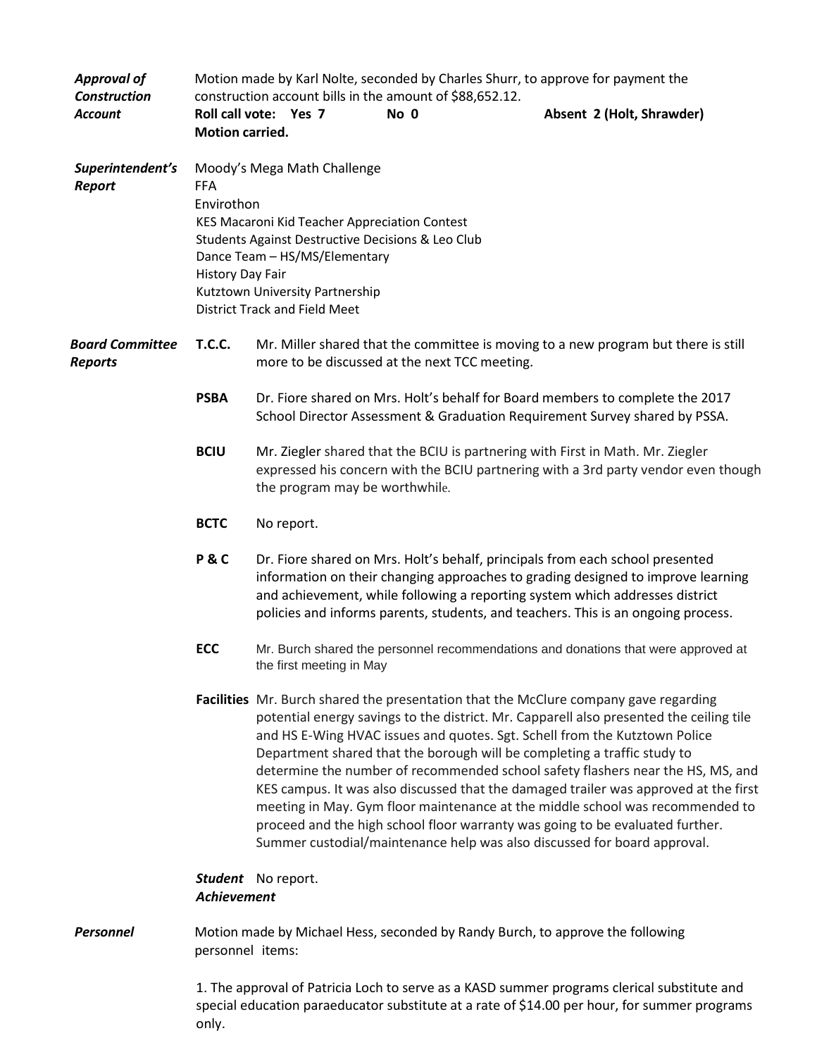***Approval of Construction Account***

Motion made by Karl Nolte, seconded by Charles Shurr, to approve for payment the construction account bills in the amount of $88,652.12.

**Roll call vote: Yes 7 No 0 Absent 2 (Holt, Shrawder)**

**Motion carried.**

***Superintendent's Report***

Moody's Mega Math Challenge
FFA
Envirothon
KES Macaroni Kid Teacher Appreciation Contest
Students Against Destructive Decisions & Leo Club
Dance Team – HS/MS/Elementary
History Day Fair
Kutztown University Partnership
District Track and Field Meet

***Board Committee Reports***

**T.C.C.** Mr. Miller shared that the committee is moving to a new program but there is still more to be discussed at the next TCC meeting.

**PSBA** Dr. Fiore shared on Mrs. Holt's behalf for Board members to complete the 2017 School Director Assessment & Graduation Requirement Survey shared by PSSA.

**BCIU** Mr. Ziegler shared that the BCIU is partnering with First in Math. Mr. Ziegler expressed his concern with the BCIU partnering with a 3rd party vendor even though the program may be worthwhile.

**BCTC** No report.

**P & C** Dr. Fiore shared on Mrs. Holt's behalf, principals from each school presented information on their changing approaches to grading designed to improve learning and achievement, while following a reporting system which addresses district policies and informs parents, students, and teachers. This is an ongoing process.

**ECC** Mr. Burch shared the personnel recommendations and donations that were approved at the first meeting in May

**Facilities** Mr. Burch shared the presentation that the McClure company gave regarding potential energy savings to the district. Mr. Capparell also presented the ceiling tile and HS E-Wing HVAC issues and quotes. Sgt. Schell from the Kutztown Police Department shared that the borough will be completing a traffic study to determine the number of recommended school safety flashers near the HS, MS, and KES campus. It was also discussed that the damaged trailer was approved at the first meeting in May. Gym floor maintenance at the middle school was recommended to proceed and the high school floor warranty was going to be evaluated further. Summer custodial/maintenance help was also discussed for board approval.

***Student Achievement*** No report.

***Personnel***

Motion made by Michael Hess, seconded by Randy Burch, to approve the following personnel items:

1. The approval of Patricia Loch to serve as a KASD summer programs clerical substitute and special education paraeducator substitute at a rate of $14.00 per hour, for summer programs only.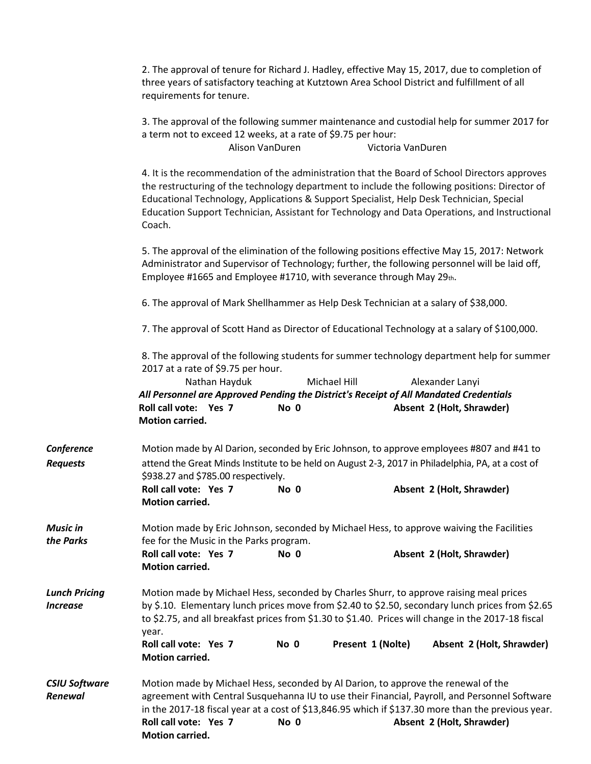2. The approval of tenure for Richard J. Hadley, effective May 15, 2017, due to completion of three years of satisfactory teaching at Kutztown Area School District and fulfillment of all requirements for tenure.

3. The approval of the following summer maintenance and custodial help for summer 2017 for a term not to exceed 12 weeks, at a rate of $9.75 per hour:

Alison VanDuren Victoria VanDuren

4. It is the recommendation of the administration that the Board of School Directors approves the restructuring of the technology department to include the following positions: Director of Educational Technology, Applications & Support Specialist, Help Desk Technician, Special Education Support Technician, Assistant for Technology and Data Operations, and Instructional Coach.

5. The approval of the elimination of the following positions effective May 15, 2017: Network Administrator and Supervisor of Technology; further, the following personnel will be laid off, Employee #1665 and Employee #1710, with severance through May 29th.

6. The approval of Mark Shellhammer as Help Desk Technician at a salary of $38,000.

7. The approval of Scott Hand as Director of Educational Technology at a salary of $100,000.

8. The approval of the following students for summer technology department help for summer 2017 at a rate of $9.75 per hour.

Nathan Hayduk Michael Hill Alexander Lanyi

***All Personnel are Approved Pending the District's Receipt of All Mandated Credentials***

**Roll call vote: Yes 7 No 0 Absent 2 (Holt, Shrawder)**
**Motion carried.**

***Conference Requests*** Motion made by Al Darion, seconded by Eric Johnson, to approve employees #807 and #41 to attend the Great Minds Institute to be held on August 2-3, 2017 in Philadelphia, PA, at a cost of $938.27 and $785.00 respectively.

**Roll call vote: Yes 7 No 0 Absent 2 (Holt, Shrawder)**
**Motion carried.**

***Music in the Parks*** Motion made by Eric Johnson, seconded by Michael Hess, to approve waiving the Facilities fee for the Music in the Parks program.

**Roll call vote: Yes 7 No 0 Absent 2 (Holt, Shrawder)**
**Motion carried.**

***Lunch Pricing Increase*** Motion made by Michael Hess, seconded by Charles Shurr, to approve raising meal prices by $.10. Elementary lunch prices move from $2.40 to $2.50, secondary lunch prices from $2.65 to $2.75, and all breakfast prices from $1.30 to $1.40. Prices will change in the 2017-18 fiscal year.

**Roll call vote: Yes 7 No 0 Present 1 (Nolte) Absent 2 (Holt, Shrawder)**
**Motion carried.**

***CSIU Software Renewal*** Motion made by Michael Hess, seconded by Al Darion, to approve the renewal of the agreement with Central Susquehanna IU to use their Financial, Payroll, and Personnel Software in the 2017-18 fiscal year at a cost of $13,846.95 which if $137.30 more than the previous year.

**Roll call vote: Yes 7 No 0 Absent 2 (Holt, Shrawder)**
**Motion carried.**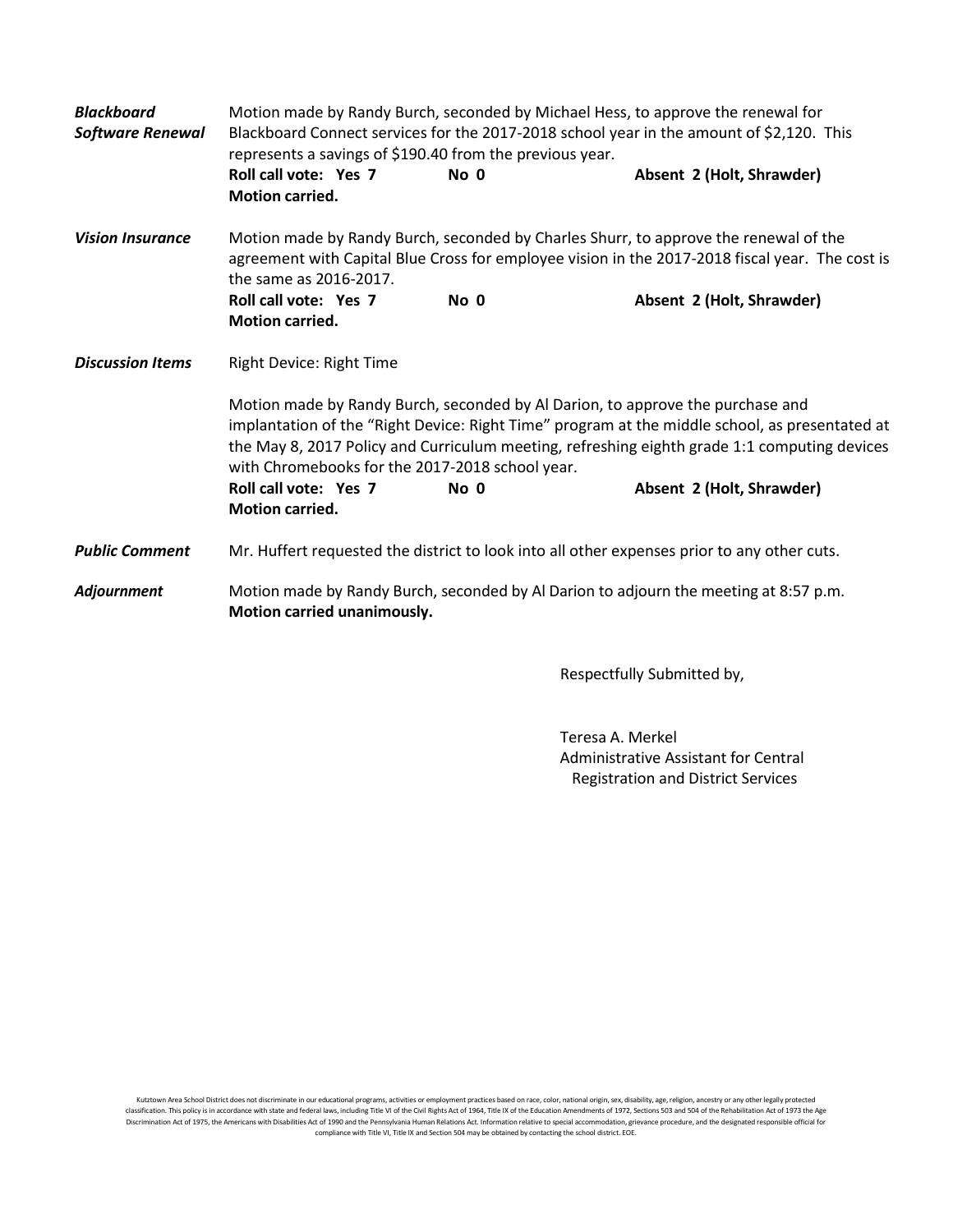***Blackboard Software Renewal***

Motion made by Randy Burch, seconded by Michael Hess, to approve the renewal for Blackboard Connect services for the 2017-2018 school year in the amount of $2,120. This represents a savings of $190.40 from the previous year.

**Roll call vote: Yes 7** **No 0** **Absent 2 (Holt, Shrawder)**
**Motion carried.**

***Vision Insurance***

Motion made by Randy Burch, seconded by Charles Shurr, to approve the renewal of the agreement with Capital Blue Cross for employee vision in the 2017-2018 fiscal year. The cost is the same as 2016-2017.

**Roll call vote: Yes 7** **No 0** **Absent 2 (Holt, Shrawder)**
**Motion carried.**

***Discussion Items***

Right Device: Right Time

Motion made by Randy Burch, seconded by Al Darion, to approve the purchase and implantation of the "Right Device: Right Time" program at the middle school, as presentated at the May 8, 2017 Policy and Curriculum meeting, refreshing eighth grade 1:1 computing devices with Chromebooks for the 2017-2018 school year.

**Roll call vote: Yes 7** **No 0** **Absent 2 (Holt, Shrawder)**
**Motion carried.**

***Public Comment***

Mr. Huffert requested the district to look into all other expenses prior to any other cuts.

***Adjournment***

Motion made by Randy Burch, seconded by Al Darion to adjourn the meeting at 8:57 p.m.
**Motion carried unanimously.**

Respectfully Submitted by,

Teresa A. Merkel
Administrative Assistant for Central Registration and District Services

Kutztown Area School District does not discriminate in our educational programs, activities or employment practices based on race, color, national origin, sex, disability, age, religion, ancestry or any other legally protected classification. This policy is in accordance with state and federal laws, including Title VI of the Civil Rights Act of 1964, Title IX of the Education Amendments of 1972, Sections 503 and 504 of the Rehabilitation Act of 1973 the Age Discrimination Act of 1975, the Americans with Disabilities Act of 1990 and the Pennsylvania Human Relations Act. Information relative to special accommodation, grievance procedure, and the designated responsible official for compliance with Title VI, Title IX and Section 504 may be obtained by contacting the school district. EOE.